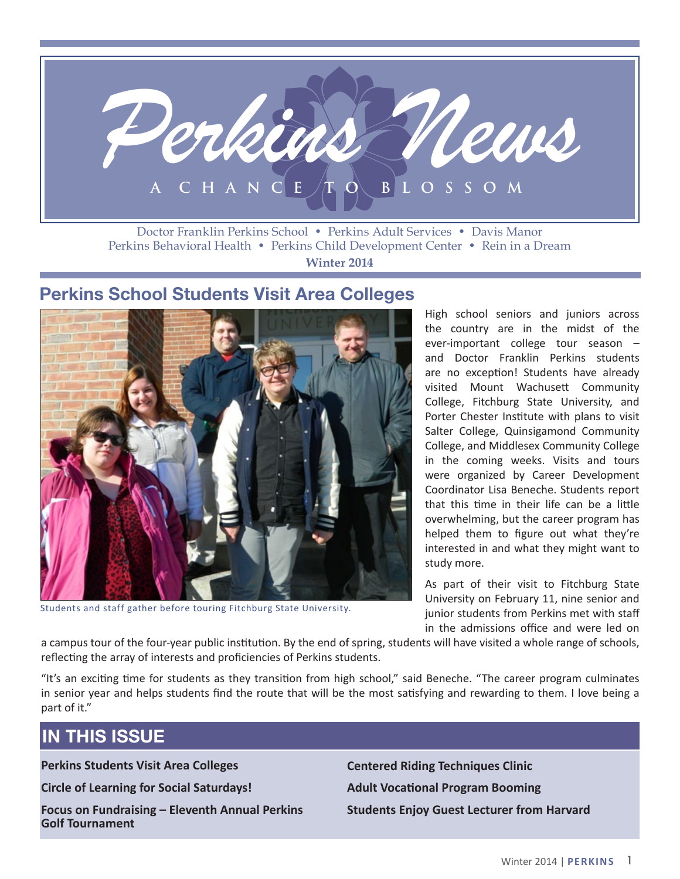# Perkins News

A CHANCE TO BLOSSOM

Doctor Franklin Perkins School • Perkins Adult Services • Davis Manor
Perkins Behavioral Health • Perkins Child Development Center • Rein in a Dream

**Winter 2014**

## Perkins School Students Visit Area Colleges

Students and staff gather before touring Fitchburg State University.

High school seniors and juniors across the country are in the midst of the ever-important college tour season – and Doctor Franklin Perkins students are no exception! Students have already visited Mount Wachusett Community College, Fitchburg State University, and Porter Chester Institute with plans to visit Salter College, Quinsigamond Community College, and Middlesex Community College in the coming weeks. Visits and tours were organized by Career Development Coordinator Lisa Beneche. Students report that this time in their life can be a little overwhelming, but the career program has helped them to figure out what they're interested in and what they might want to study more.

As part of their visit to Fitchburg State University on February 11, nine senior and junior students from Perkins met with staff in the admissions office and were led on a campus tour of the four-year public institution. By the end of spring, students will have visited a whole range of schools, reflecting the array of interests and proficiencies of Perkins students.

"It's an exciting time for students as they transition from high school," said Beneche. "The career program culminates in senior year and helps students find the route that will be the most satisfying and rewarding to them. I love being a part of it."

## IN THIS ISSUE

- **Perkins Students Visit Area Colleges**
- **Circle of Learning for Social Saturdays!**
- **Focus on Fundraising – Eleventh Annual Perkins Golf Tournament**
- **Centered Riding Techniques Clinic**
- **Adult Vocational Program Booming**
- **Students Enjoy Guest Lecturer from Harvard**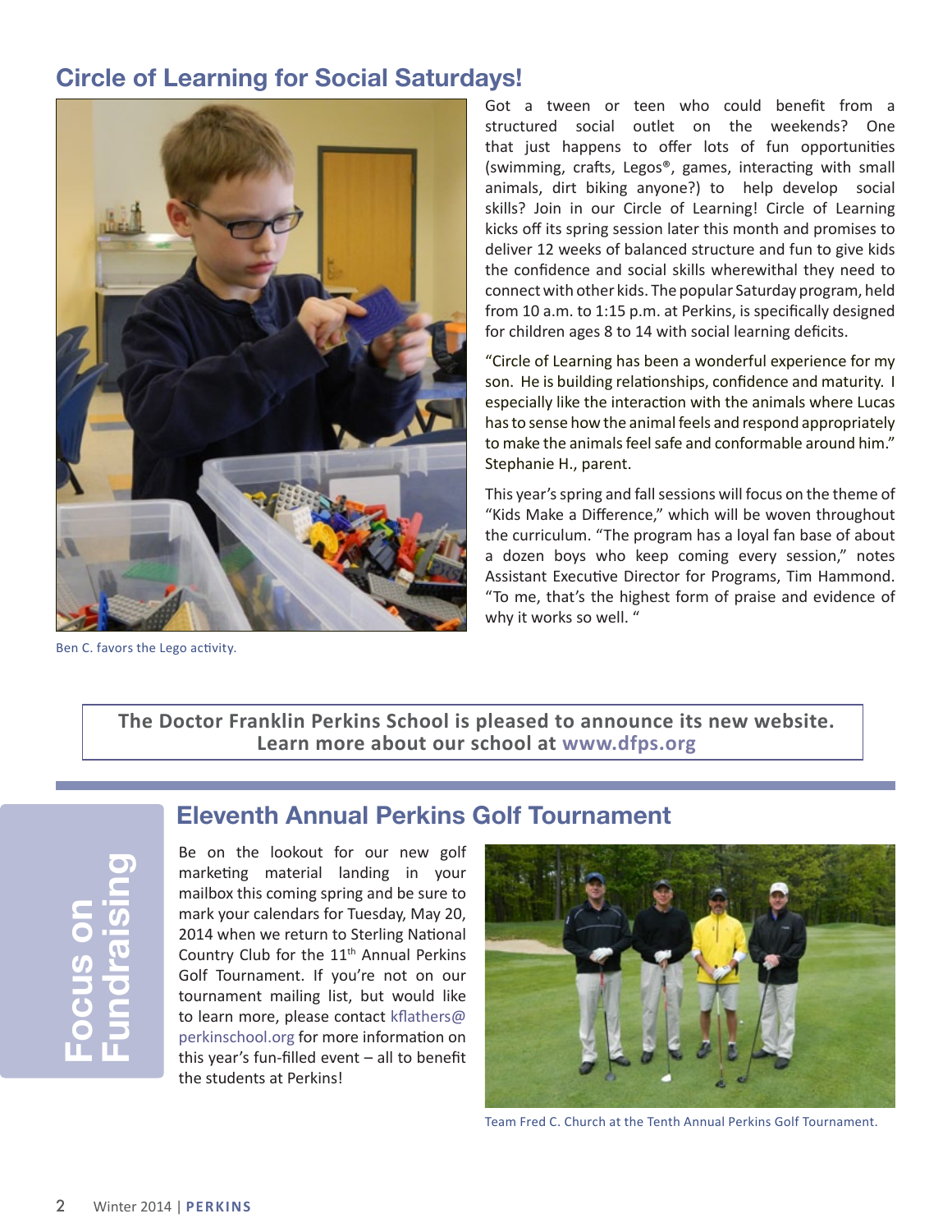## Circle of Learning for Social Saturdays!

Ben C. favors the Lego activity.

Got a tween or teen who could benefit from a structured social outlet on the weekends? One that just happens to offer lots of fun opportunities (swimming, crafts, Legos®, games, interacting with small animals, dirt biking anyone?) to help develop social skills? Join in our Circle of Learning! Circle of Learning kicks off its spring session later this month and promises to deliver 12 weeks of balanced structure and fun to give kids the confidence and social skills wherewithal they need to connect with other kids. The popular Saturday program, held from 10 a.m. to 1:15 p.m. at Perkins, is specifically designed for children ages 8 to 14 with social learning deficits.

"Circle of Learning has been a wonderful experience for my son. He is building relationships, confidence and maturity. I especially like the interaction with the animals where Lucas has to sense how the animal feels and respond appropriately to make the animals feel safe and conformable around him." Stephanie H., parent.

This year's spring and fall sessions will focus on the theme of "Kids Make a Difference," which will be woven throughout the curriculum. "The program has a loyal fan base of about a dozen boys who keep coming every session," notes Assistant Executive Director for Programs, Tim Hammond. "To me, that's the highest form of praise and evidence of why it works so well. "

**The Doctor Franklin Perkins School is pleased to announce its new website. Learn more about our school at www.dfps.org**

**Focus on Fundraising**

## Eleventh Annual Perkins Golf Tournament

Be on the lookout for our new golf marketing material landing in your mailbox this coming spring and be sure to mark your calendars for Tuesday, May 20, 2014 when we return to Sterling National Country Club for the 11th Annual Perkins Golf Tournament. If you're not on our tournament mailing list, but would like to learn more, please contact kflathers@perkinschool.org for more information on this year's fun-filled event – all to benefit the students at Perkins!

Team Fred C. Church at the Tenth Annual Perkins Golf Tournament.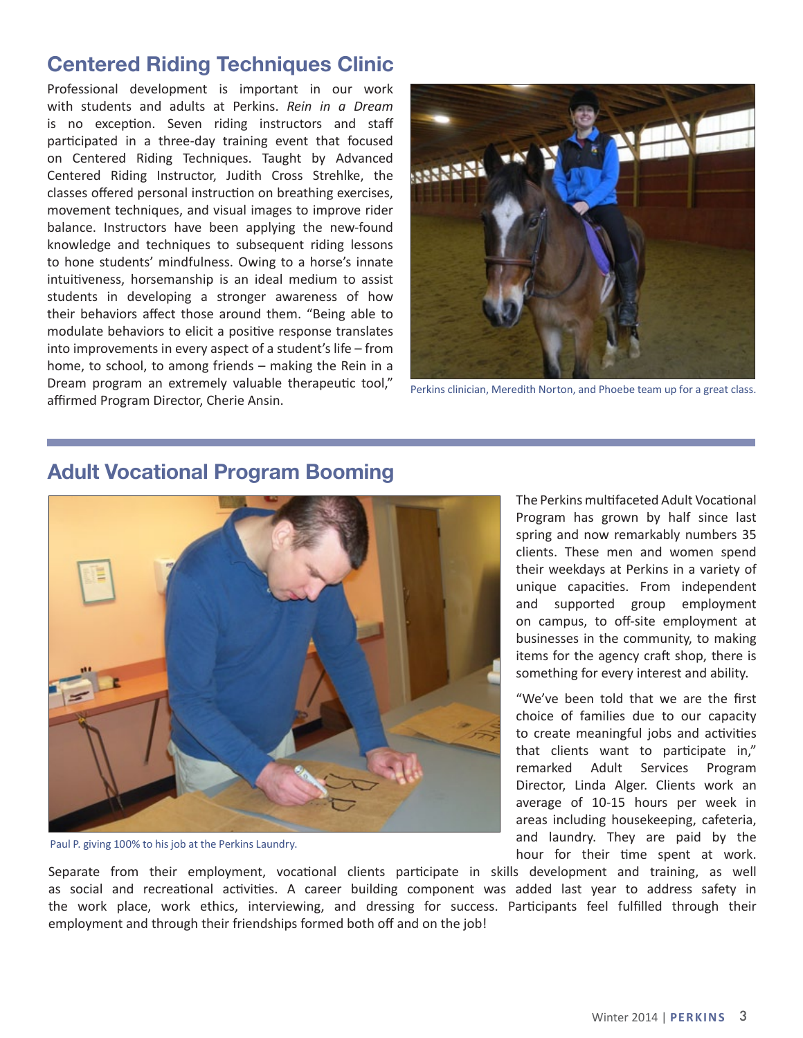## Centered Riding Techniques Clinic

Professional development is important in our work with students and adults at Perkins. *Rein in a Dream* is no exception. Seven riding instructors and staff participated in a three-day training event that focused on Centered Riding Techniques. Taught by Advanced Centered Riding Instructor, Judith Cross Strehlke, the classes offered personal instruction on breathing exercises, movement techniques, and visual images to improve rider balance. Instructors have been applying the new-found knowledge and techniques to subsequent riding lessons to hone students' mindfulness. Owing to a horse's innate intuitiveness, horsemanship is an ideal medium to assist students in developing a stronger awareness of how their behaviors affect those around them. "Being able to modulate behaviors to elicit a positive response translates into improvements in every aspect of a student's life – from home, to school, to among friends – making the Rein in a Dream program an extremely valuable therapeutic tool," affirmed Program Director, Cherie Ansin.

Perkins clinician, Meredith Norton, and Phoebe team up for a great class.

## Adult Vocational Program Booming

The Perkins multifaceted Adult Vocational Program has grown by half since last spring and now remarkably numbers 35 clients. These men and women spend their weekdays at Perkins in a variety of unique capacities. From independent and supported group employment on campus, to off-site employment at businesses in the community, to making items for the agency craft shop, there is something for every interest and ability.

"We've been told that we are the first choice of families due to our capacity to create meaningful jobs and activities that clients want to participate in," remarked Adult Services Program Director, Linda Alger. Clients work an average of 10-15 hours per week in areas including housekeeping, cafeteria, and laundry. They are paid by the hour for their time spent at work. Separate from their employment, vocational clients participate in skills development and training, as well as social and recreational activities. A career building component was added last year to address safety in the work place, work ethics, interviewing, and dressing for success. Participants feel fulfilled through their employment and through their friendships formed both off and on the job!

Paul P. giving 100% to his job at the Perkins Laundry.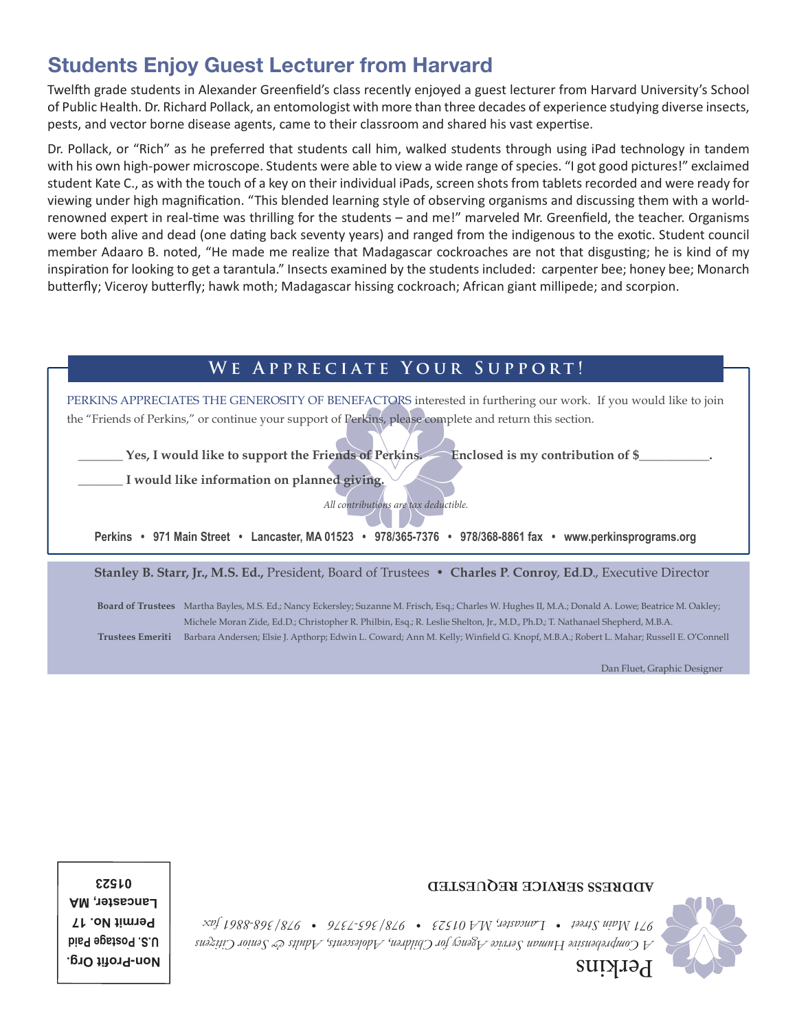## Students Enjoy Guest Lecturer from Harvard

Twelfth grade students in Alexander Greenfield's class recently enjoyed a guest lecturer from Harvard University's School of Public Health. Dr. Richard Pollack, an entomologist with more than three decades of experience studying diverse insects, pests, and vector borne disease agents, came to their classroom and shared his vast expertise.

Dr. Pollack, or "Rich" as he preferred that students call him, walked students through using iPad technology in tandem with his own high-power microscope. Students were able to view a wide range of species. "I got good pictures!" exclaimed student Kate C., as with the touch of a key on their individual iPads, screen shots from tablets recorded and were ready for viewing under high magnification. "This blended learning style of observing organisms and discussing them with a world-renowned expert in real-time was thrilling for the students – and me!" marveled Mr. Greenfield, the teacher. Organisms were both alive and dead (one dating back seventy years) and ranged from the indigenous to the exotic. Student council member Adaaro B. noted, "He made me realize that Madagascar cockroaches are not that disgusting; he is kind of my inspiration for looking to get a tarantula." Insects examined by the students included: carpenter bee; honey bee; Monarch butterfly; Viceroy butterfly; hawk moth; Madagascar hissing cockroach; African giant millipede; and scorpion.

## We Appreciate Your Support!

PERKINS APPRECIATES THE GENEROSITY OF BENEFACTORS interested in furthering our work. If you would like to join the "Friends of Perkins," or continue your support of Perkins, please complete and return this section.

**_______ Yes, I would like to support the Friends of Perkins. Enclosed is my contribution of $___________.**

**_______ I would like information on planned giving.**

*All contributions are tax deductible.*

**Perkins • 971 Main Street • Lancaster, MA 01523 • 978/365-7376 • 978/368-8861 fax • www.perkinsprograms.org**

**Stanley B. Starr, Jr., M.S. Ed.,** President, Board of Trustees • **Charles P. Conroy, Ed.D.**, Executive Director

**Board of Trustees** Martha Bayles, M.S. Ed.; Nancy Eckersley; Suzanne M. Frisch, Esq.; Charles W. Hughes II, M.A.; Donald A. Lowe; Beatrice M. Oakley; Michele Moran Zide, Ed.D.; Christopher R. Philbin, Esq.; R. Leslie Shelton, Jr., M.D., Ph.D.; T. Nathanael Shepherd, M.B.A.

**Trustees Emeriti** Barbara Andersen; Elsie J. Apthorp; Edwin L. Coward; Ann M. Kelly; Winfield G. Knopf, M.B.A.; Robert L. Mahar; Russell E. O'Connell

Dan Fluet, Graphic Designer

Perkins

*A Comprehensive Human Service Agency for Children, Adolescents, Adults & Senior Citizens*

*971 Main Street • Lancaster, MA 01523 • 978/365-7376 • 978/368-8861 fax*

**ADDRESS SERVICE REQUESTED**

**Non-Profit Org.**
**U.S. Postage Paid**
**Permit No. 17**
**Lancaster, MA**
**01523**